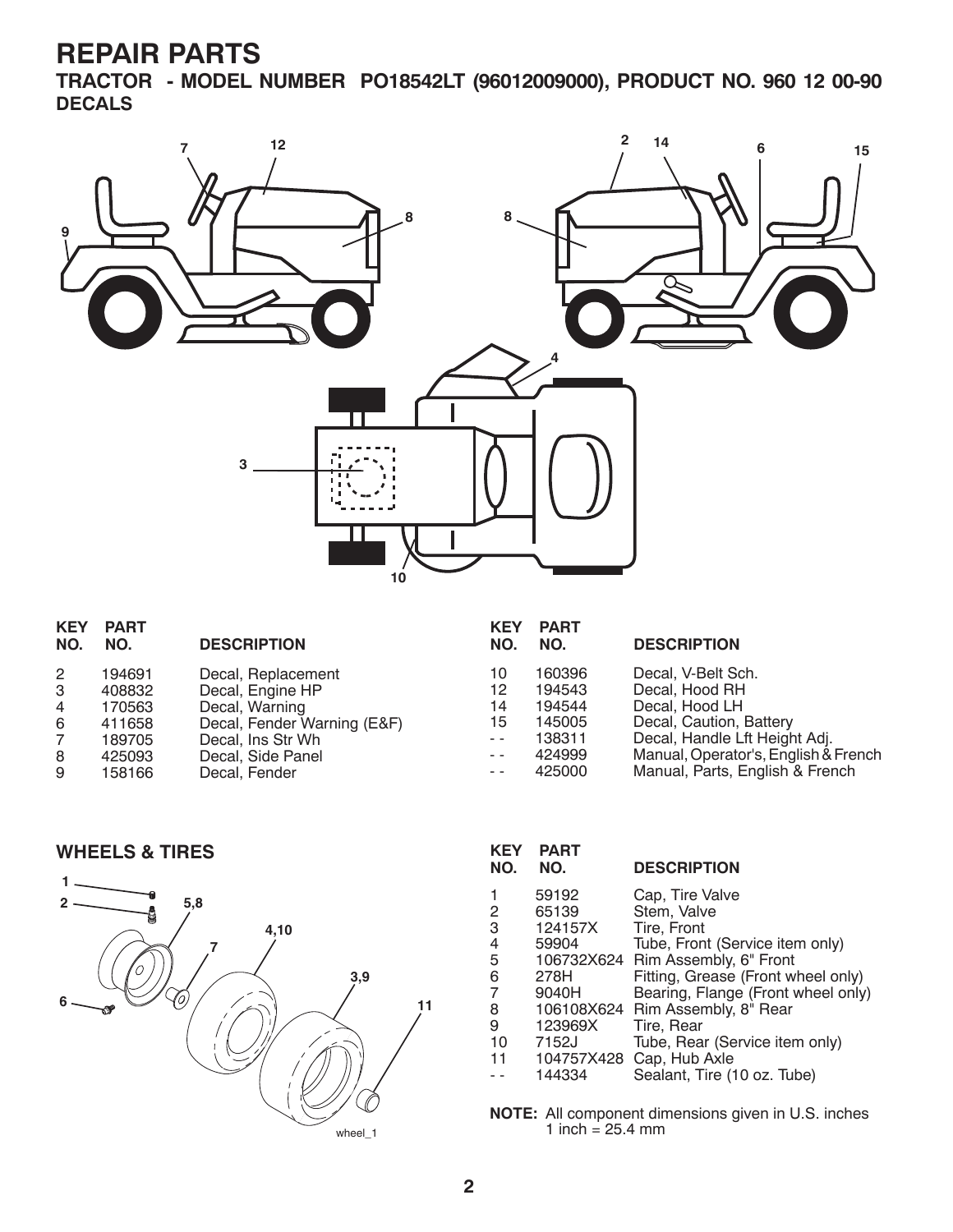# REPAIR PARTS

## TRACTOR - MODEL NUMBER PO18542LT (96012009000), PRODUCT NO. 960 12 00-90

### DECALS

| KEY NO. | PART NO. | DESCRIPTION |
|---|---|---|
| 2 | 194691 | Decal, Replacement |
| 3 | 408832 | Decal, Engine HP |
| 4 | 170563 | Decal, Warning |
| 6 | 411658 | Decal, Fender Warning (E&F) |
| 7 | 189705 | Decal, Ins Str Wh |
| 8 | 425093 | Decal, Side Panel |
| 9 | 158166 | Decal, Fender |
| 10 | 160396 | Decal, V-Belt Sch. |
| 12 | 194543 | Decal, Hood RH |
| 14 | 194544 | Decal, Hood LH |
| 15 | 145005 | Decal, Caution, Battery |
| - - | 138311 | Decal, Handle Lft Height Adj. |
| - - | 424999 | Manual, Operator's, English & French |
| - - | 425000 | Manual, Parts, English & French |

### WHEELS & TIRES

| KEY NO. | PART NO. | DESCRIPTION |
|---|---|---|
| 1 | 59192 | Cap, Tire Valve |
| 2 | 65139 | Stem, Valve |
| 3 | 124157X | Tire, Front |
| 4 | 59904 | Tube, Front (Service item only) |
| 5 | 106732X624 | Rim Assembly, 6" Front |
| 6 | 278H | Fitting, Grease (Front wheel only) |
| 7 | 9040H | Bearing, Flange (Front wheel only) |
| 8 | 106108X624 | Rim Assembly, 8" Rear |
| 9 | 123969X | Tire, Rear |
| 10 | 7152J | Tube, Rear (Service item only) |
| 11 | 104757X428 | Cap, Hub Axle |
| - - | 144334 | Sealant, Tire (10 oz. Tube) |

**NOTE:** All component dimensions given in U.S. inches
1 inch = 25.4 mm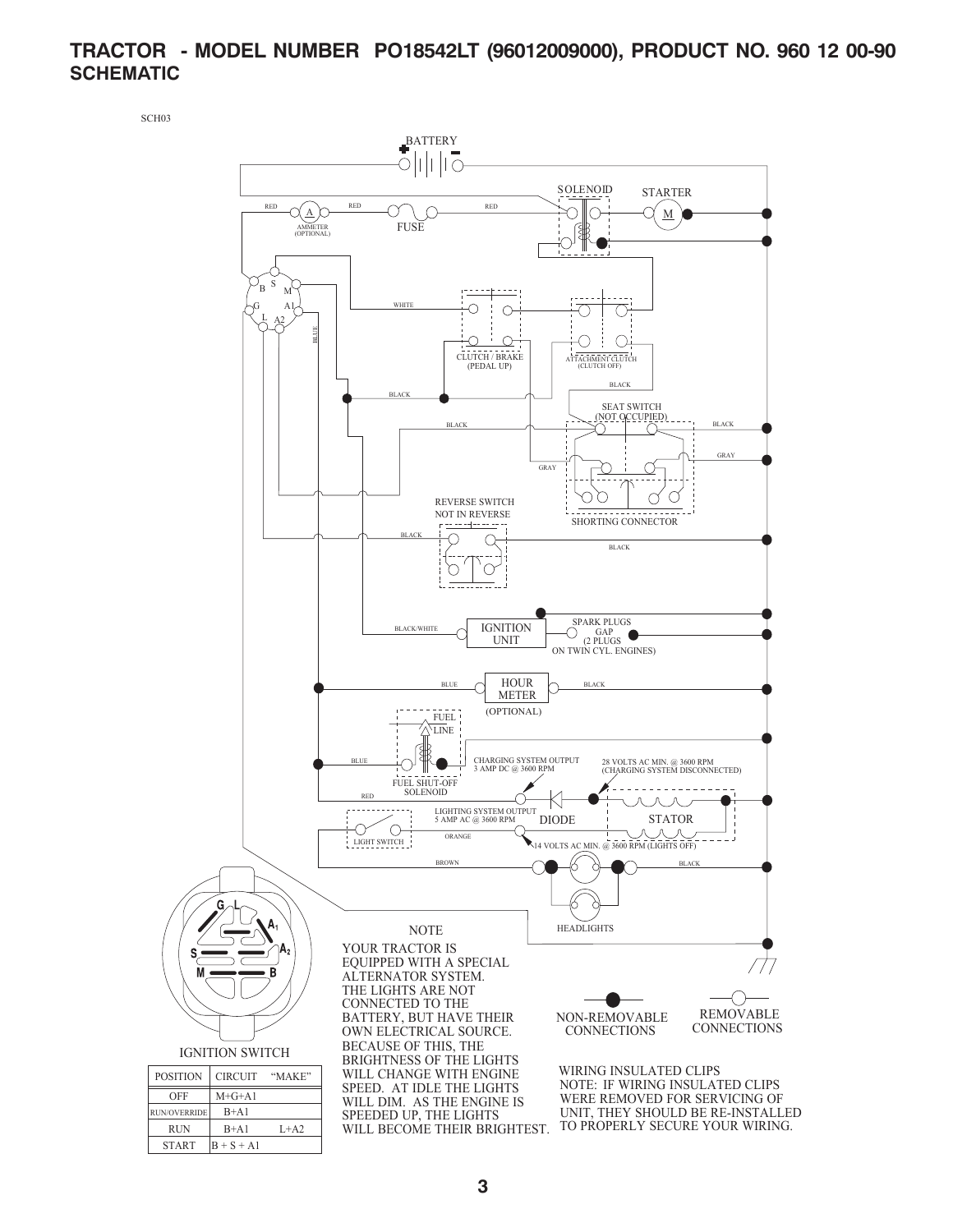# TRACTOR - MODEL NUMBER PO18542LT (96012009000), PRODUCT NO. 960 12 00-90
## SCHEMATIC

SCH03

BATTERY

SOLENOID

STARTER

RED

AMMETER (OPTIONAL)

FUSE

WHITE

BLUE

CLUTCH / BRAKE (PEDAL UP)

ATTACHMENT CLUTCH (CLUTCH OFF)

BLACK

SEAT SWITCH (NOT OCCUPIED)

GRAY

SHORTING CONNECTOR

REVERSE SWITCH NOT IN REVERSE

BLACK/WHITE

IGNITION UNIT

SPARK PLUGS GAP (2 PLUGS ON TWIN CYL. ENGINES)

HOUR METER (OPTIONAL)

FUEL LINE

FUEL SHUT-OFF SOLENOID

CHARGING SYSTEM OUTPUT 3 AMP DC @ 3600 RPM

28 VOLTS AC MIN. @ 3600 RPM (CHARGING SYSTEM DISCONNECTED)

LIGHTING SYSTEM OUTPUT 5 AMP AC @ 3600 RPM

DIODE

STATOR

LIGHT SWITCH

ORANGE

14 VOLTS AC MIN. @ 3600 RPM (LIGHTS OFF)

BROWN

HEADLIGHTS

IGNITION SWITCH

| POSITION | CIRCUIT | "MAKE" |
|---|---|---|
| OFF | M+G+A1 | |
| RUN/OVERRIDE | B+A1 | |
| RUN | B+A1 | L+A2 |
| START | B + S + A1 | |

NOTE

YOUR TRACTOR IS EQUIPPED WITH A SPECIAL ALTERNATOR SYSTEM. THE LIGHTS ARE NOT CONNECTED TO THE BATTERY, BUT HAVE THEIR OWN ELECTRICAL SOURCE. BECAUSE OF THIS, THE BRIGHTNESS OF THE LIGHTS WILL CHANGE WITH ENGINE SPEED. AT IDLE THE LIGHTS WILL DIM. AS THE ENGINE IS SPEEDED UP, THE LIGHTS WILL BECOME THEIR BRIGHTEST.

NON-REMOVABLE CONNECTIONS

REMOVABLE CONNECTIONS

WIRING INSULATED CLIPS
NOTE: IF WIRING INSULATED CLIPS WERE REMOVED FOR SERVICING OF UNIT, THEY SHOULD BE RE-INSTALLED TO PROPERLY SECURE YOUR WIRING.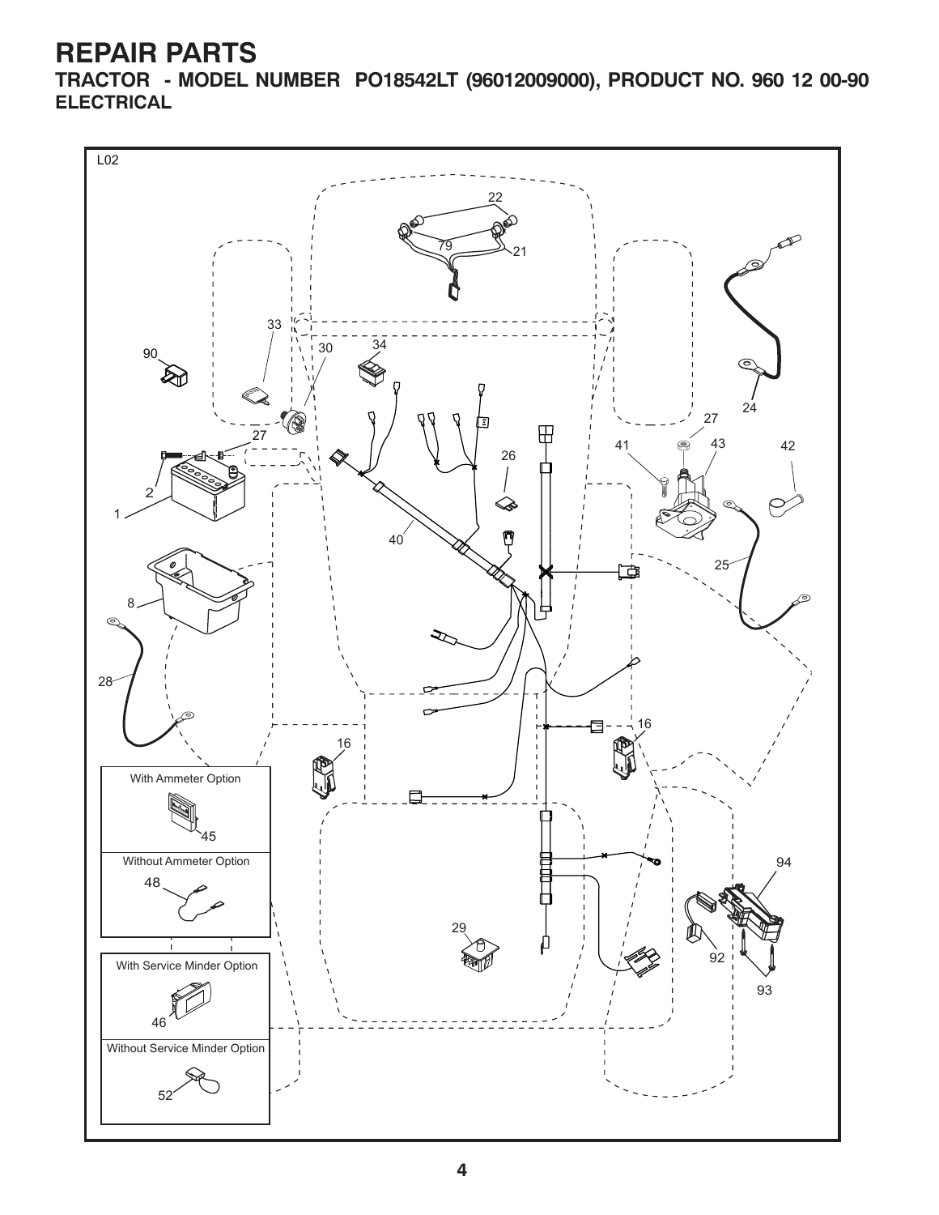# REPAIR PARTS

**TRACTOR - MODEL NUMBER PO18542LT (96012009000), PRODUCT NO. 960 12 00-90**

**ELECTRICAL**

L02

With Ammeter Option

45

Without Ammeter Option

48

With Service Minder Option

46

Without Service Minder Option

52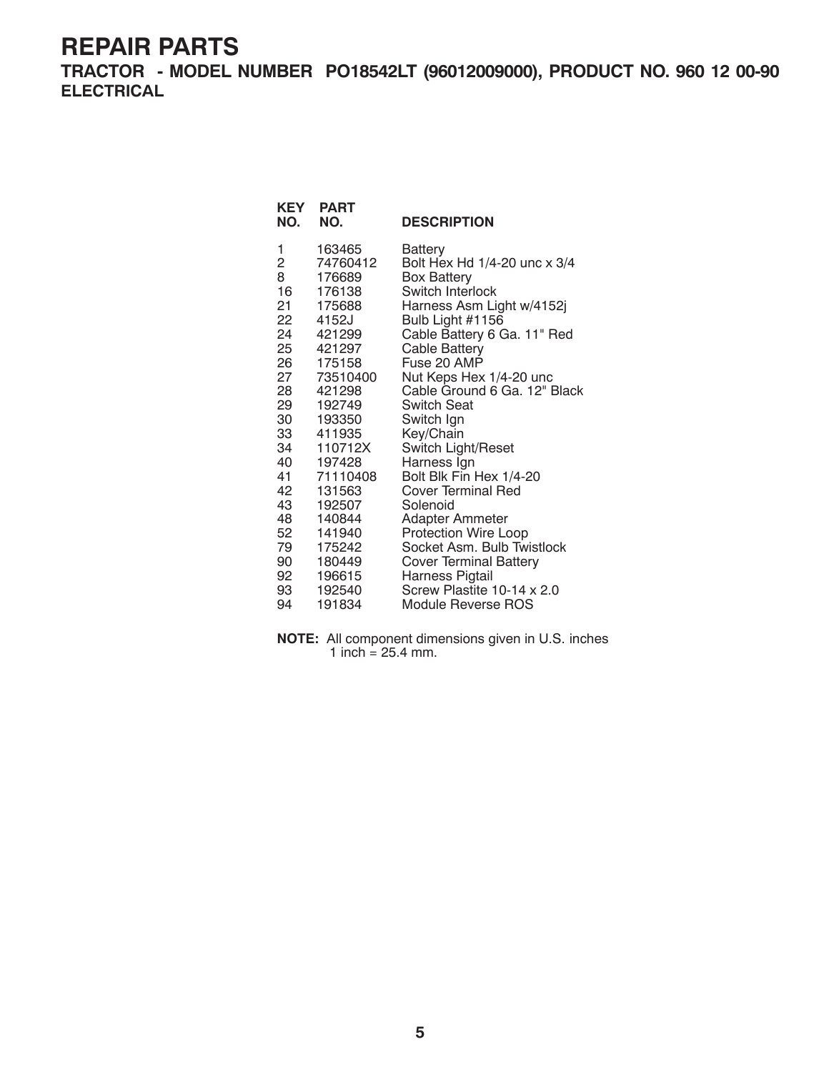# REPAIR PARTS

## TRACTOR - MODEL NUMBER PO18542LT (96012009000), PRODUCT NO. 960 12 00-90

### ELECTRICAL

| KEY NO. | PART NO. | DESCRIPTION |
|---|---|---|
| 1 | 163465 | Battery |
| 2 | 74760412 | Bolt Hex Hd 1/4-20 unc x 3/4 |
| 8 | 176689 | Box Battery |
| 16 | 176138 | Switch Interlock |
| 21 | 175688 | Harness Asm Light w/4152j |
| 22 | 4152J | Bulb Light #1156 |
| 24 | 421299 | Cable Battery 6 Ga. 11" Red |
| 25 | 421297 | Cable Battery |
| 26 | 175158 | Fuse 20 AMP |
| 27 | 73510400 | Nut Keps Hex 1/4-20 unc |
| 28 | 421298 | Cable Ground 6 Ga. 12" Black |
| 29 | 192749 | Switch Seat |
| 30 | 193350 | Switch Ign |
| 33 | 411935 | Key/Chain |
| 34 | 110712X | Switch Light/Reset |
| 40 | 197428 | Harness Ign |
| 41 | 71110408 | Bolt Blk Fin Hex 1/4-20 |
| 42 | 131563 | Cover Terminal Red |
| 43 | 192507 | Solenoid |
| 48 | 140844 | Adapter Ammeter |
| 52 | 141940 | Protection Wire Loop |
| 79 | 175242 | Socket Asm. Bulb Twistlock |
| 90 | 180449 | Cover Terminal Battery |
| 92 | 196615 | Harness Pigtail |
| 93 | 192540 | Screw Plastite 10-14 x 2.0 |
| 94 | 191834 | Module Reverse ROS |

**NOTE:** All component dimensions given in U.S. inches
1 inch = 25.4 mm.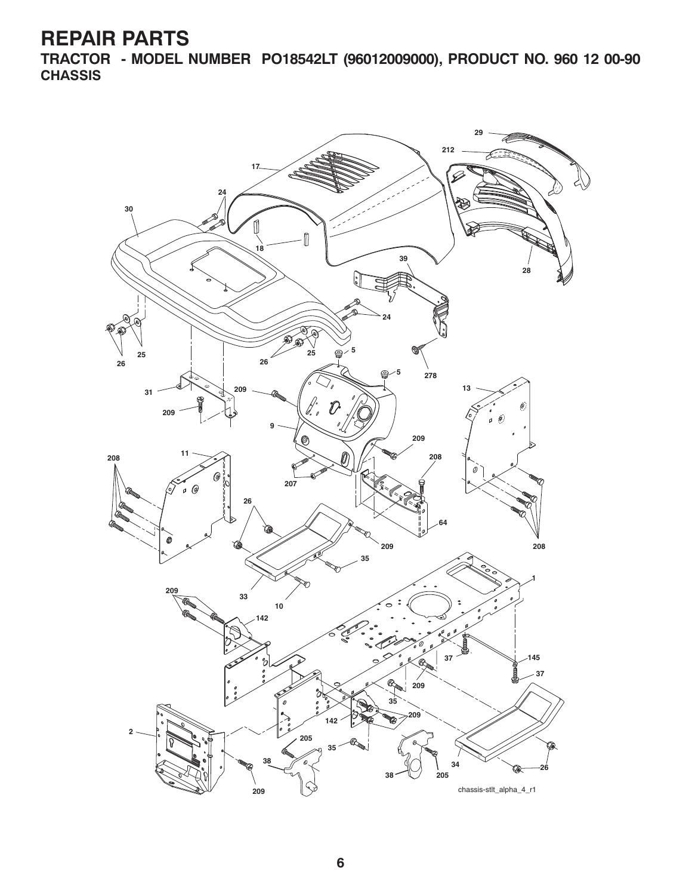# REPAIR PARTS

## TRACTOR - MODEL NUMBER PO18542LT (96012009000), PRODUCT NO. 960 12 00-90

### CHASSIS

chassis-stlt_alpha_4_r1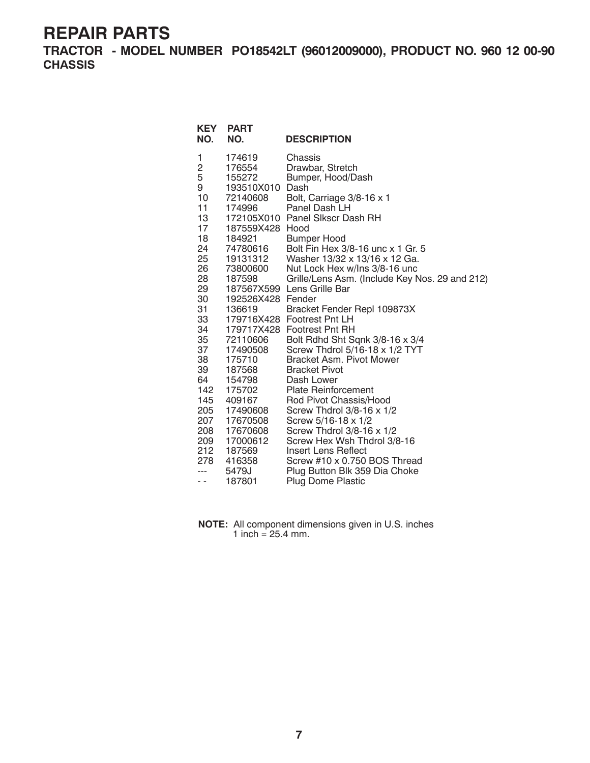# REPAIR PARTS

## TRACTOR - MODEL NUMBER PO18542LT (96012009000), PRODUCT NO. 960 12 00-90

## CHASSIS

| KEY NO. | PART NO. | DESCRIPTION |
|---|---|---|
| 1 | 174619 | Chassis |
| 2 | 176554 | Drawbar, Stretch |
| 5 | 155272 | Bumper, Hood/Dash |
| 9 | 193510X010 | Dash |
| 10 | 72140608 | Bolt, Carriage 3/8-16 x 1 |
| 11 | 174996 | Panel Dash LH |
| 13 | 172105X010 | Panel Slkscr Dash RH |
| 17 | 187559X428 | Hood |
| 18 | 184921 | Bumper Hood |
| 24 | 74780616 | Bolt Fin Hex 3/8-16 unc x 1 Gr. 5 |
| 25 | 19131312 | Washer 13/32 x 13/16 x 12 Ga. |
| 26 | 73800600 | Nut Lock Hex w/Ins 3/8-16 unc |
| 28 | 187598 | Grille/Lens Asm. (Include Key Nos. 29 and 212) |
| 29 | 187567X599 | Lens Grille Bar |
| 30 | 192526X428 | Fender |
| 31 | 136619 | Bracket Fender Repl 109873X |
| 33 | 179716X428 | Footrest Pnt LH |
| 34 | 179717X428 | Footrest Pnt RH |
| 35 | 72110606 | Bolt Rdhd Sht Sqnk 3/8-16 x 3/4 |
| 37 | 17490508 | Screw Thdrol 5/16-18 x 1/2 TYT |
| 38 | 175710 | Bracket Asm. Pivot Mower |
| 39 | 187568 | Bracket Pivot |
| 64 | 154798 | Dash Lower |
| 142 | 175702 | Plate Reinforcement |
| 145 | 409167 | Rod Pivot Chassis/Hood |
| 205 | 17490608 | Screw Thdrol 3/8-16 x 1/2 |
| 207 | 17670508 | Screw 5/16-18 x 1/2 |
| 208 | 17670608 | Screw Thdrol 3/8-16 x 1/2 |
| 209 | 17000612 | Screw Hex Wsh Thdrol 3/8-16 |
| 212 | 187569 | Insert Lens Reflect |
| 278 | 416358 | Screw #10 x 0.750 BOS Thread |
| --- | 5479J | Plug Button Blk 359 Dia Choke |
| - - | 187801 | Plug Dome Plastic |

**NOTE:** All component dimensions given in U.S. inches
1 inch = 25.4 mm.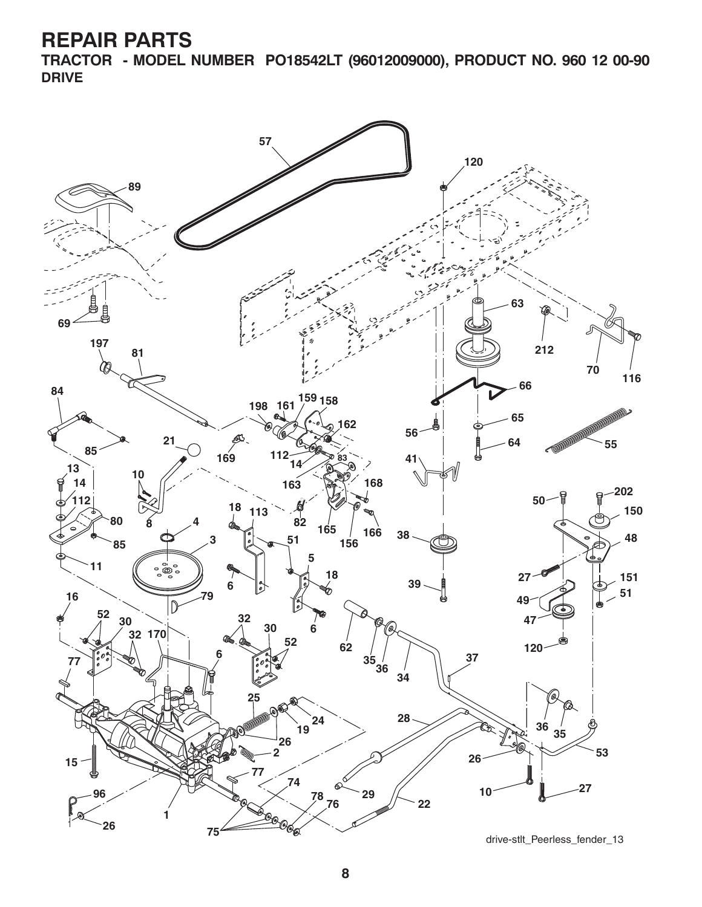# REPAIR PARTS

## TRACTOR - MODEL NUMBER PO18542LT (96012009000), PRODUCT NO. 960 12 00-90

### DRIVE

drive-stlt_Peerless_fender_13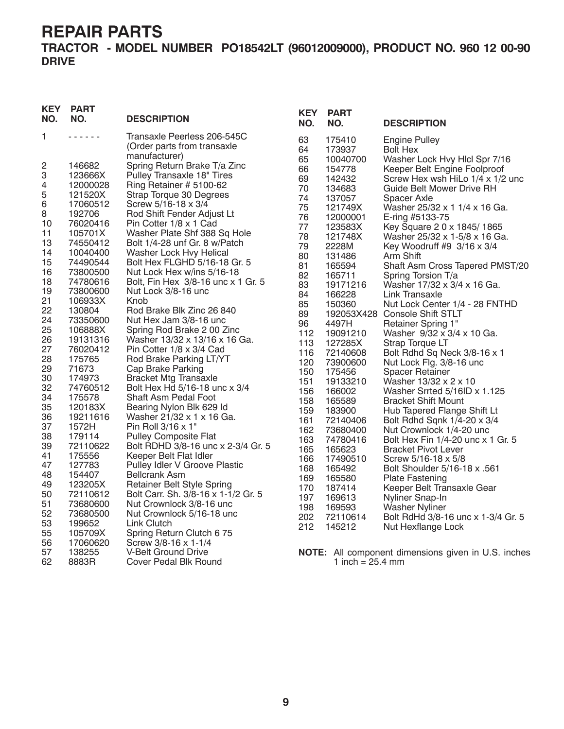# REPAIR PARTS

## TRACTOR - MODEL NUMBER PO18542LT (96012009000), PRODUCT NO. 960 12 00-90

### DRIVE

| KEY NO. | PART NO. | DESCRIPTION |
|---|---|---|
| 1 | - - - - - - | Transaxle Peerless 206-545C (Order parts from transaxle manufacturer) |
| 2 | 146682 | Spring Return Brake T/a Zinc |
| 3 | 123666X | Pulley Transaxle 18" Tires |
| 4 | 12000028 | Ring Retainer # 5100-62 |
| 5 | 121520X | Strap Torque 30 Degrees |
| 6 | 17060512 | Screw 5/16-18 x 3/4 |
| 8 | 192706 | Rod Shift Fender Adjust Lt |
| 10 | 76020416 | Pin Cotter 1/8 x 1 Cad |
| 11 | 105701X | Washer Plate Shf 388 Sq Hole |
| 13 | 74550412 | Bolt 1/4-28 unf Gr. 8 w/Patch |
| 14 | 10040400 | Washer Lock Hvy Helical |
| 15 | 74490544 | Bolt Hex FLGHD 5/16-18 Gr. 5 |
| 16 | 73800500 | Nut Lock Hex w/ins 5/16-18 |
| 18 | 74780616 | Bolt, Fin Hex 3/8-16 unc x 1 Gr. 5 |
| 19 | 73800600 | Nut Lock 3/8-16 unc |
| 21 | 106933X | Knob |
| 22 | 130804 | Rod Brake Blk Zinc 26 840 |
| 24 | 73350600 | Nut Hex Jam 3/8-16 unc |
| 25 | 106888X | Spring Rod Brake 2 00 Zinc |
| 26 | 19131316 | Washer 13/32 x 13/16 x 16 Ga. |
| 27 | 76020412 | Pin Cotter 1/8 x 3/4 Cad |
| 28 | 175765 | Rod Brake Parking LT/YT |
| 29 | 71673 | Cap Brake Parking |
| 30 | 174973 | Bracket Mtg Transaxle |
| 32 | 74760512 | Bolt Hex Hd 5/16-18 unc x 3/4 |
| 34 | 175578 | Shaft Asm Pedal Foot |
| 35 | 120183X | Bearing Nylon Blk 629 Id |
| 36 | 19211616 | Washer 21/32 x 1 x 16 Ga. |
| 37 | 1572H | Pin Roll 3/16 x 1" |
| 38 | 179114 | Pulley Composite Flat |
| 39 | 72110622 | Bolt RDHD 3/8-16 unc x 2-3/4 Gr. 5 |
| 41 | 175556 | Keeper Belt Flat Idler |
| 47 | 127783 | Pulley Idler V Groove Plastic |
| 48 | 154407 | Bellcrank Asm |
| 49 | 123205X | Retainer Belt Style Spring |
| 50 | 72110612 | Bolt Carr. Sh. 3/8-16 x 1-1/2 Gr. 5 |
| 51 | 73680600 | Nut Crownlock 3/8-16 unc |
| 52 | 73680500 | Nut Crownlock 5/16-18 unc |
| 53 | 199652 | Link Clutch |
| 55 | 105709X | Spring Return Clutch 6 75 |
| 56 | 17060620 | Screw 3/8-16 x 1-1/4 |
| 57 | 138255 | V-Belt Ground Drive |
| 62 | 8883R | Cover Pedal Blk Round |
| 63 | 175410 | Engine Pulley |
| 64 | 173937 | Bolt Hex |
| 65 | 10040700 | Washer Lock Hvy Hlcl Spr 7/16 |
| 66 | 154778 | Keeper Belt Engine Foolproof |
| 69 | 142432 | Screw Hex wsh HiLo 1/4 x 1/2 unc |
| 70 | 134683 | Guide Belt Mower Drive RH |
| 74 | 137057 | Spacer Axle |
| 75 | 121749X | Washer 25/32 x 1 1/4 x 16 Ga. |
| 76 | 12000001 | E-ring #5133-75 |
| 77 | 123583X | Key Square 2 0 x 1845/ 1865 |
| 78 | 121748X | Washer 25/32 x 1-5/8 x 16 Ga. |
| 79 | 2228M | Key Woodruff #9 3/16 x 3/4 |
| 80 | 131486 | Arm Shift |
| 81 | 165594 | Shaft Asm Cross Tapered PMST/20 |
| 82 | 165711 | Spring Torsion T/a |
| 83 | 19171216 | Washer 17/32 x 3/4 x 16 Ga. |
| 84 | 166228 | Link Transaxle |
| 85 | 150360 | Nut Lock Center 1/4 - 28 FNTHD |
| 89 | 192053X428 | Console Shift STLT |
| 96 | 4497H | Retainer Spring 1" |
| 112 | 19091210 | Washer 9/32 x 3/4 x 10 Ga. |
| 113 | 127285X | Strap Torque LT |
| 116 | 72140608 | Bolt Rdhd Sq Neck 3/8-16 x 1 |
| 120 | 73900600 | Nut Lock Flg. 3/8-16 unc |
| 150 | 175456 | Spacer Retainer |
| 151 | 19133210 | Washer 13/32 x 2 x 10 |
| 156 | 166002 | Washer Srrted 5/16ID x 1.125 |
| 158 | 165589 | Bracket Shift Mount |
| 159 | 183900 | Hub Tapered Flange Shift Lt |
| 161 | 72140406 | Bolt Rdhd Sqnk 1/4-20 x 3/4 |
| 162 | 73680400 | Nut Crownlock 1/4-20 unc |
| 163 | 74780416 | Bolt Hex Fin 1/4-20 unc x 1 Gr. 5 |
| 165 | 165623 | Bracket Pivot Lever |
| 166 | 17490510 | Screw 5/16-18 x 5/8 |
| 168 | 165492 | Bolt Shoulder 5/16-18 x .561 |
| 169 | 165580 | Plate Fastening |
| 170 | 187414 | Keeper Belt Transaxle Gear |
| 197 | 169613 | Nyliner Snap-In |
| 198 | 169593 | Washer Nyliner |
| 202 | 72110614 | Bolt RdHd 3/8-16 unc x 1-3/4 Gr. 5 |
| 212 | 145212 | Nut Hexflange Lock |

**NOTE:** All component dimensions given in U.S. inches
1 inch = 25.4 mm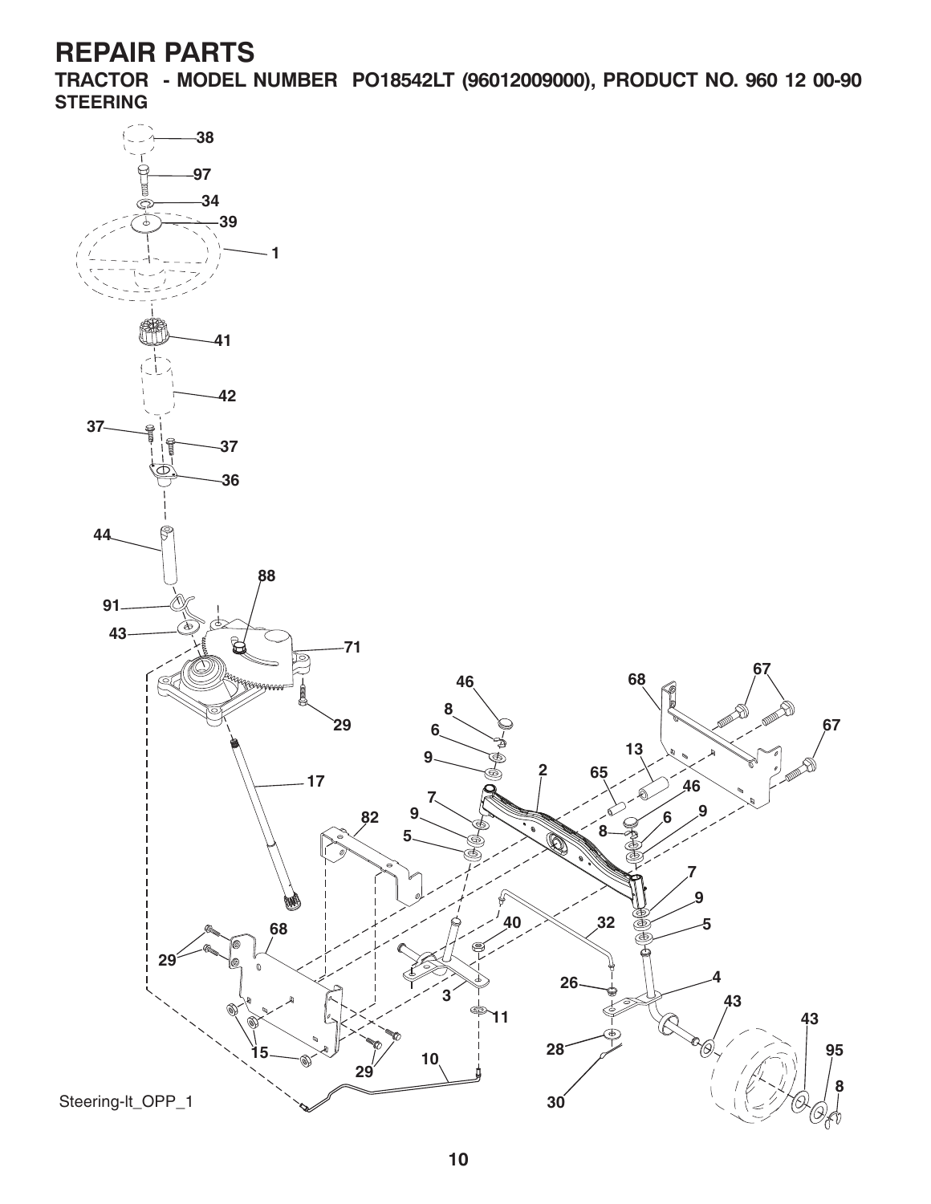# REPAIR PARTS

**TRACTOR - MODEL NUMBER PO18542LT (96012009000), PRODUCT NO. 960 12 00-90**

**STEERING**

38
97
34
39
1
41
42
37
37
36
44
88
91
43
71
29
17
46
8
6
9
7
9
5
2
65
13
68
67
67
46
9
6
8
7
9
5
82
68
29
40
32
3
11
26
4
43
43
95
8
15
29
10
28
30

Steering-lt_OPP_1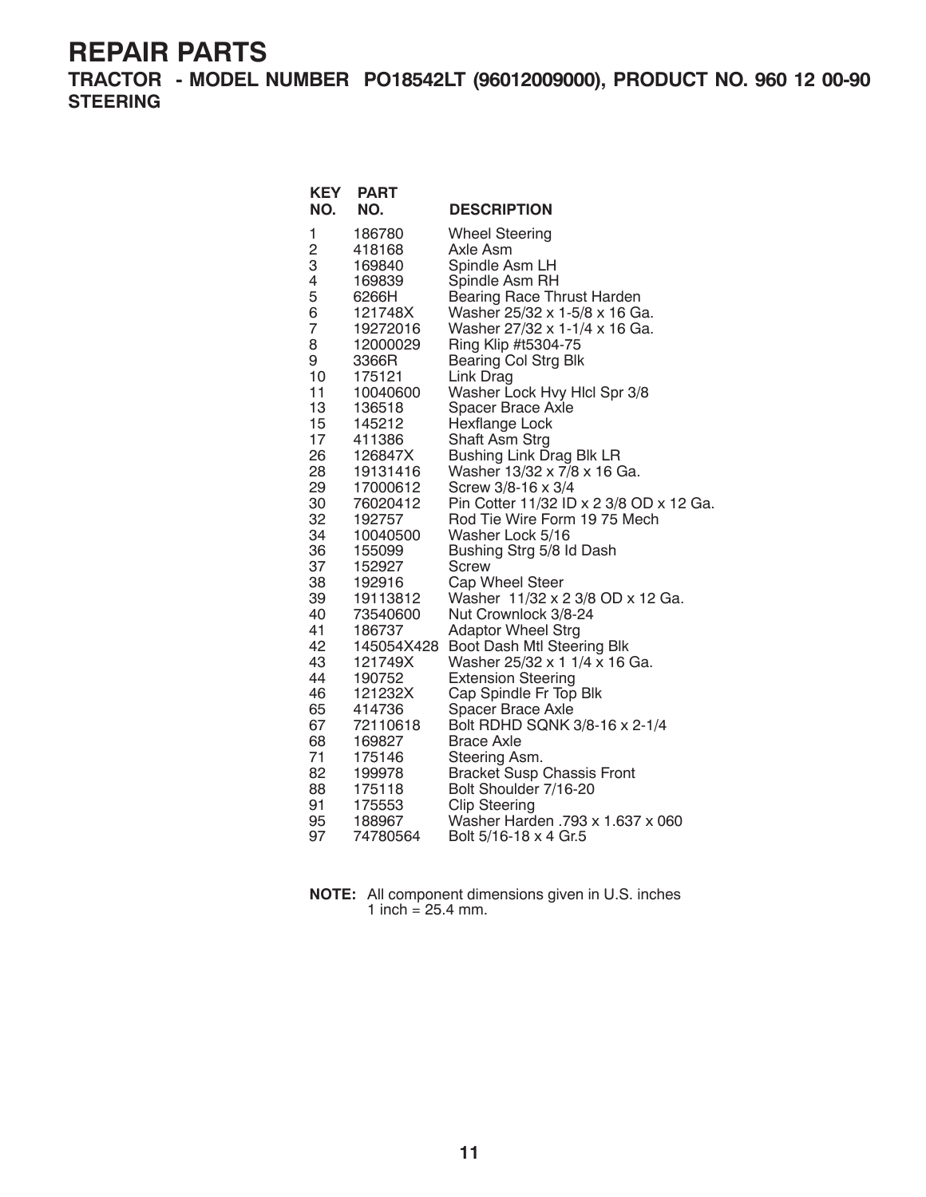# REPAIR PARTS

## TRACTOR - MODEL NUMBER PO18542LT (96012009000), PRODUCT NO. 960 12 00-90

### STEERING

| KEY NO. | PART NO. | DESCRIPTION |
|---|---|---|
| 1 | 186780 | Wheel Steering |
| 2 | 418168 | Axle Asm |
| 3 | 169840 | Spindle Asm LH |
| 4 | 169839 | Spindle Asm RH |
| 5 | 6266H | Bearing Race Thrust Harden |
| 6 | 121748X | Washer 25/32 x 1-5/8 x 16 Ga. |
| 7 | 19272016 | Washer 27/32 x 1-1/4 x 16 Ga. |
| 8 | 12000029 | Ring Klip #t5304-75 |
| 9 | 3366R | Bearing Col Strg Blk |
| 10 | 175121 | Link Drag |
| 11 | 10040600 | Washer Lock Hvy Hlcl Spr 3/8 |
| 13 | 136518 | Spacer Brace Axle |
| 15 | 145212 | Hexflange Lock |
| 17 | 411386 | Shaft Asm Strg |
| 26 | 126847X | Bushing Link Drag Blk LR |
| 28 | 19131416 | Washer 13/32 x 7/8 x 16 Ga. |
| 29 | 17000612 | Screw 3/8-16 x 3/4 |
| 30 | 76020412 | Pin Cotter 11/32 ID x 2 3/8 OD x 12 Ga. |
| 32 | 192757 | Rod Tie Wire Form 19 75 Mech |
| 34 | 10040500 | Washer Lock 5/16 |
| 36 | 155099 | Bushing Strg 5/8 Id Dash |
| 37 | 152927 | Screw |
| 38 | 192916 | Cap Wheel Steer |
| 39 | 19113812 | Washer 11/32 x 2 3/8 OD x 12 Ga. |
| 40 | 73540600 | Nut Crownlock 3/8-24 |
| 41 | 186737 | Adaptor Wheel Strg |
| 42 | 145054X428 | Boot Dash Mtl Steering Blk |
| 43 | 121749X | Washer 25/32 x 1 1/4 x 16 Ga. |
| 44 | 190752 | Extension Steering |
| 46 | 121232X | Cap Spindle Fr Top Blk |
| 65 | 414736 | Spacer Brace Axle |
| 67 | 72110618 | Bolt RDHD SQNK 3/8-16 x 2-1/4 |
| 68 | 169827 | Brace Axle |
| 71 | 175146 | Steering Asm. |
| 82 | 199978 | Bracket Susp Chassis Front |
| 88 | 175118 | Bolt Shoulder 7/16-20 |
| 91 | 175553 | Clip Steering |
| 95 | 188967 | Washer Harden .793 x 1.637 x 060 |
| 97 | 74780564 | Bolt 5/16-18 x 4 Gr.5 |

**NOTE:** All component dimensions given in U.S. inches
1 inch = 25.4 mm.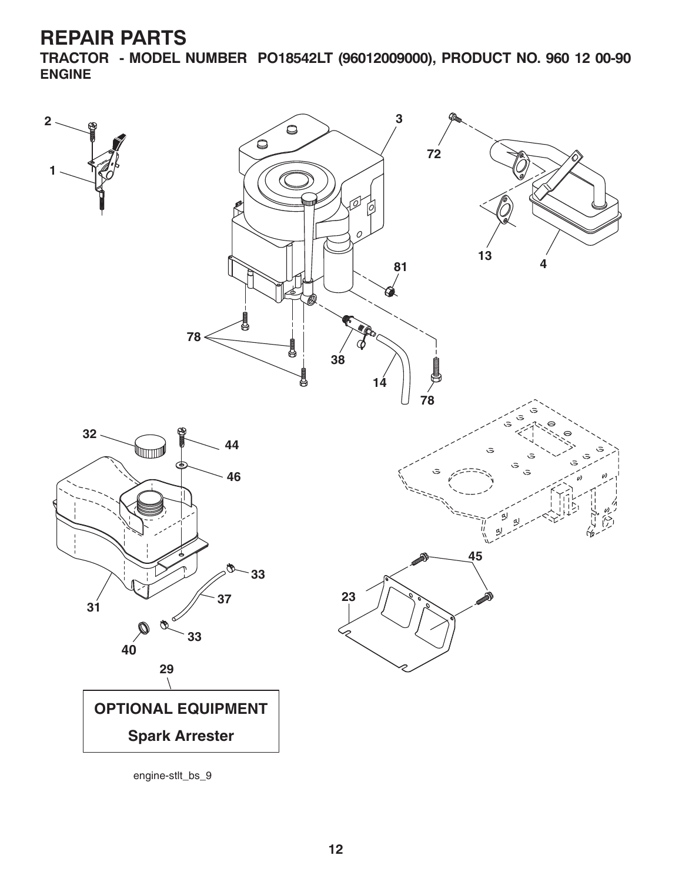# REPAIR PARTS

**TRACTOR - MODEL NUMBER PO18542LT (96012009000), PRODUCT NO. 960 12 00-90**

**ENGINE**

2
3
72
1
13
4
81
78
38
14
78
32
44
46
45
33
23
37
31
33
40
29

**OPTIONAL EQUIPMENT**

**Spark Arrester**

engine-stlt_bs_9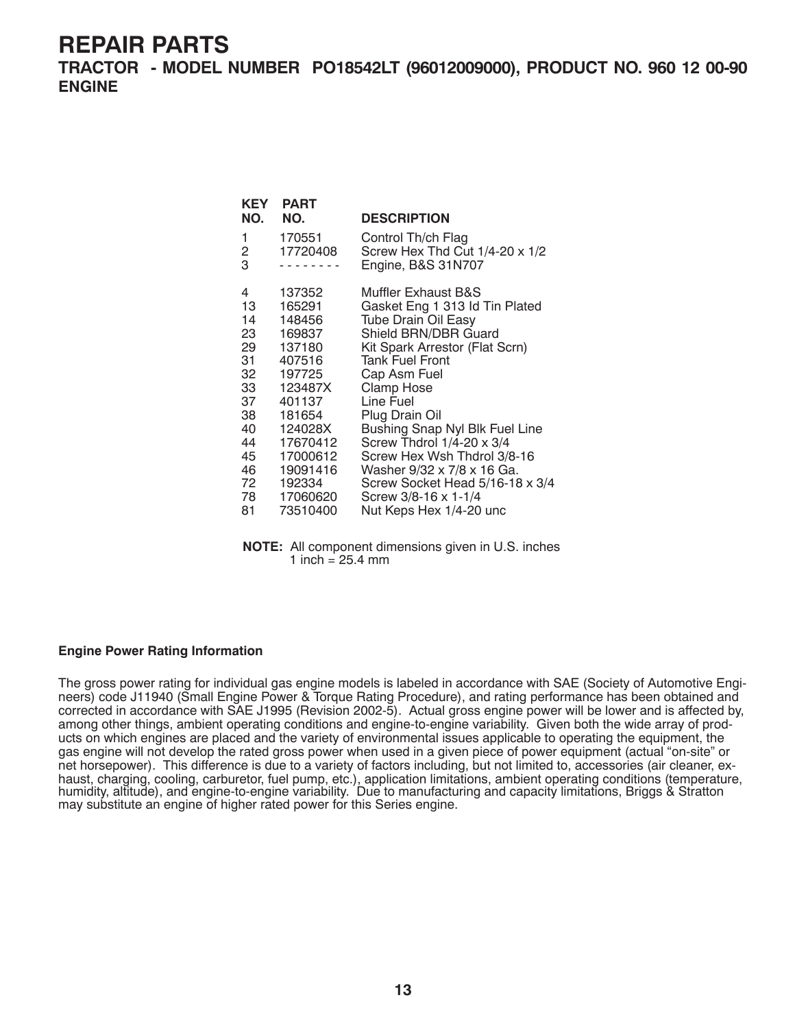# REPAIR PARTS

## TRACTOR - MODEL NUMBER PO18542LT (96012009000), PRODUCT NO. 960 12 00-90

## ENGINE

| KEY NO. | PART NO. | DESCRIPTION |
|---|---|---|
| 1 | 170551 | Control Th/ch Flag |
| 2 | 17720408 | Screw Hex Thd Cut 1/4-20 x 1/2 |
| 3 | - - - - - - - - | Engine, B&S 31N707 |
| 4 | 137352 | Muffler Exhaust B&S |
| 13 | 165291 | Gasket Eng 1 313 Id Tin Plated |
| 14 | 148456 | Tube Drain Oil Easy |
| 23 | 169837 | Shield BRN/DBR Guard |
| 29 | 137180 | Kit Spark Arrestor (Flat Scrn) |
| 31 | 407516 | Tank Fuel Front |
| 32 | 197725 | Cap Asm Fuel |
| 33 | 123487X | Clamp Hose |
| 37 | 401137 | Line Fuel |
| 38 | 181654 | Plug Drain Oil |
| 40 | 124028X | Bushing Snap Nyl Blk Fuel Line |
| 44 | 17670412 | Screw Thdrol 1/4-20 x 3/4 |
| 45 | 17000612 | Screw Hex Wsh Thdrol 3/8-16 |
| 46 | 19091416 | Washer 9/32 x 7/8 x 16 Ga. |
| 72 | 192334 | Screw Socket Head 5/16-18 x 3/4 |
| 78 | 17060620 | Screw 3/8-16 x 1-1/4 |
| 81 | 73510400 | Nut Keps Hex 1/4-20 unc |

**NOTE:** All component dimensions given in U.S. inches
1 inch = 25.4 mm

**Engine Power Rating Information**

The gross power rating for individual gas engine models is labeled in accordance with SAE (Society of Automotive Engineers) code J11940 (Small Engine Power & Torque Rating Procedure), and rating performance has been obtained and corrected in accordance with SAE J1995 (Revision 2002-5). Actual gross engine power will be lower and is affected by, among other things, ambient operating conditions and engine-to-engine variability. Given both the wide array of products on which engines are placed and the variety of environmental issues applicable to operating the equipment, the gas engine will not develop the rated gross power when used in a given piece of power equipment (actual "on-site" or net horsepower). This difference is due to a variety of factors including, but not limited to, accessories (air cleaner, exhaust, charging, cooling, carburetor, fuel pump, etc.), application limitations, ambient operating conditions (temperature, humidity, altitude), and engine-to-engine variability. Due to manufacturing and capacity limitations, Briggs & Stratton may substitute an engine of higher rated power for this Series engine.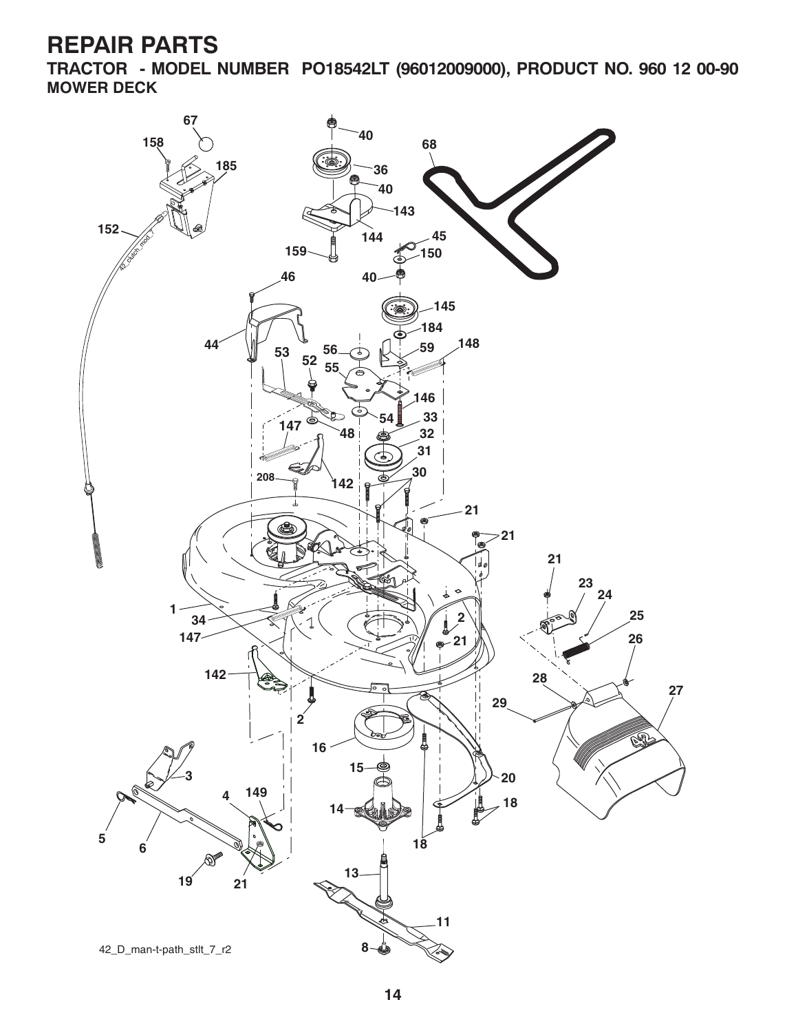# REPAIR PARTS

**TRACTOR - MODEL NUMBER PO18542LT (96012009000), PRODUCT NO. 960 12 00-90**

**MOWER DECK**

67, 158, 185, 152, 40, 36, 40, 143, 144, 159, 45, 150, 40, 68, 46, 44, 145, 184, 59, 148, 53, 52, 56, 55, 146, 54, 33, 147, 48, 32, 31, 208, 142, 30, 21, 21, 21, 23, 24, 25, 26, 1, 34, 147, 2, 21, 142, 2, 28, 27, 29, 16, 15, 20, 3, 4, 149, 14, 18, 5, 6, 18, 19, 21, 13, 11, 8

42_D_man-t-path_stlt_7_r2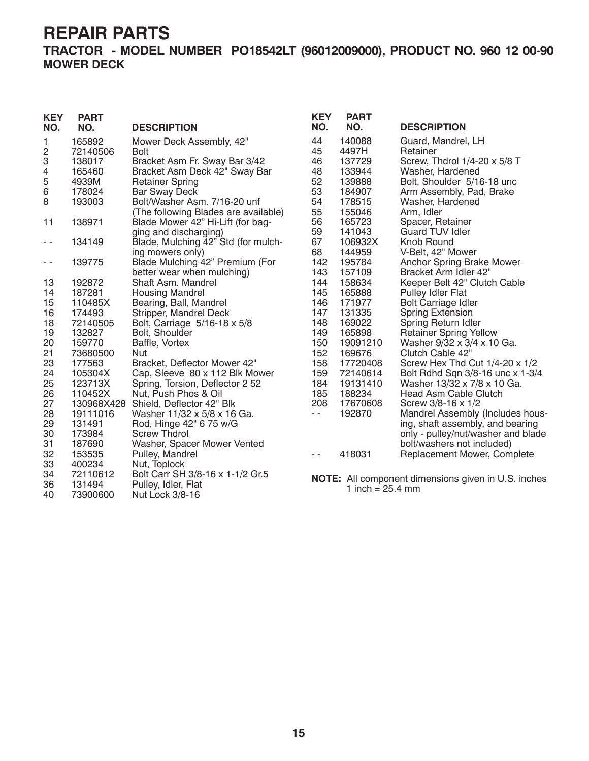# REPAIR PARTS

## TRACTOR - MODEL NUMBER PO18542LT (96012009000), PRODUCT NO. 960 12 00-90

### MOWER DECK

| KEY NO. | PART NO. | DESCRIPTION |
|---|---|---|
| 1 | 165892 | Mower Deck Assembly, 42" |
| 2 | 72140506 | Bolt |
| 3 | 138017 | Bracket Asm Fr. Sway Bar 3/42 |
| 4 | 165460 | Bracket Asm Deck 42" Sway Bar |
| 5 | 4939M | Retainer Spring |
| 6 | 178024 | Bar Sway Deck |
| 8 | 193003 | Bolt/Washer Asm. 7/16-20 unf |
| | | (The following Blades are available) |
| 11 | 138971 | Blade Mower 42" Hi-Lift (for bagging and discharging) |
| - - | 134149 | Blade, Mulching 42" Std (for mulching mowers only) |
| - - | 139775 | Blade Mulching 42" Premium (For better wear when mulching) |
| 13 | 192872 | Shaft Asm. Mandrel |
| 14 | 187281 | Housing Mandrel |
| 15 | 110485X | Bearing, Ball, Mandrel |
| 16 | 174493 | Stripper, Mandrel Deck |
| 18 | 72140505 | Bolt, Carriage 5/16-18 x 5/8 |
| 19 | 132827 | Bolt, Shoulder |
| 20 | 159770 | Baffle, Vortex |
| 21 | 73680500 | Nut |
| 23 | 177563 | Bracket, Deflector Mower 42" |
| 24 | 105304X | Cap, Sleeve 80 x 112 Blk Mower |
| 25 | 123713X | Spring, Torsion, Deflector 2 52 |
| 26 | 110452X | Nut, Push Phos & Oil |
| 27 | 130968X428 | Shield, Deflector 42" Blk |
| 28 | 19111016 | Washer 11/32 x 5/8 x 16 Ga. |
| 29 | 131491 | Rod, Hinge 42" 6 75 w/G |
| 30 | 173984 | Screw Thdrol |
| 31 | 187690 | Washer, Spacer Mower Vented |
| 32 | 153535 | Pulley, Mandrel |
| 33 | 400234 | Nut, Toplock |
| 34 | 72110612 | Bolt Carr SH 3/8-16 x 1-1/2 Gr.5 |
| 36 | 131494 | Pulley, Idler, Flat |
| 40 | 73900600 | Nut Lock 3/8-16 |
| 44 | 140088 | Guard, Mandrel, LH |
| 45 | 4497H | Retainer |
| 46 | 137729 | Screw, Thdrol 1/4-20 x 5/8 T |
| 48 | 133944 | Washer, Hardened |
| 52 | 139888 | Bolt, Shoulder 5/16-18 unc |
| 53 | 184907 | Arm Assembly, Pad, Brake |
| 54 | 178515 | Washer, Hardened |
| 55 | 155046 | Arm, Idler |
| 56 | 165723 | Spacer, Retainer |
| 59 | 141043 | Guard TUV Idler |
| 67 | 106932X | Knob Round |
| 68 | 144959 | V-Belt, 42" Mower |
| 142 | 195784 | Anchor Spring Brake Mower |
| 143 | 157109 | Bracket Arm Idler 42" |
| 144 | 158634 | Keeper Belt 42" Clutch Cable |
| 145 | 165888 | Pulley Idler Flat |
| 146 | 171977 | Bolt Carriage Idler |
| 147 | 131335 | Spring Extension |
| 148 | 169022 | Spring Return Idler |
| 149 | 165898 | Retainer Spring Yellow |
| 150 | 19091210 | Washer 9/32 x 3/4 x 10 Ga. |
| 152 | 169676 | Clutch Cable 42" |
| 158 | 17720408 | Screw Hex Thd Cut 1/4-20 x 1/2 |
| 159 | 72140614 | Bolt Rdhd Sqn 3/8-16 unc x 1-3/4 |
| 184 | 19131410 | Washer 13/32 x 7/8 x 10 Ga. |
| 185 | 188234 | Head Asm Cable Clutch |
| 208 | 17670608 | Screw 3/8-16 x 1/2 |
| - - | 192870 | Mandrel Assembly (Includes housing, shaft assembly, and bearing only - pulley/nut/washer and blade bolt/washers not included) |
| - - | 418031 | Replacement Mower, Complete |

**NOTE:** All component dimensions given in U.S. inches
1 inch = 25.4 mm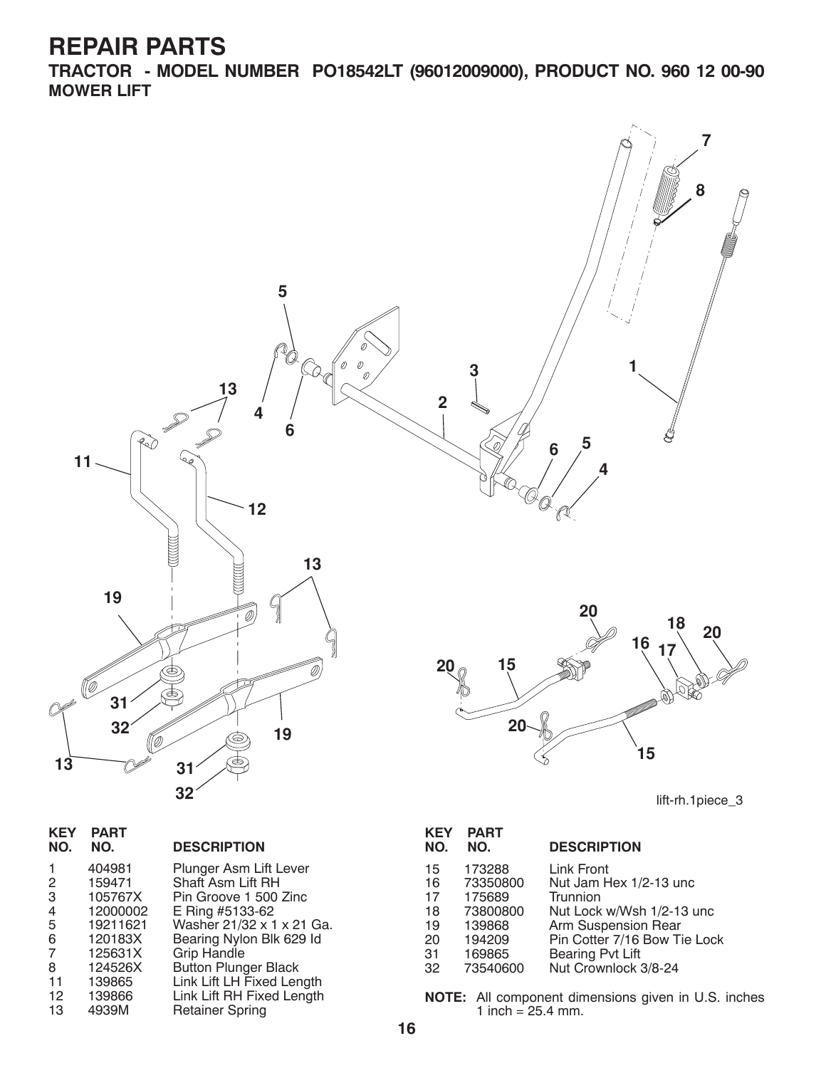# REPAIR PARTS

## TRACTOR - MODEL NUMBER PO18542LT (96012009000), PRODUCT NO. 960 12 00-90

### MOWER LIFT

lift-rh.1piece_3

| KEY NO. | PART NO. | DESCRIPTION |
|---|---|---|
| 1 | 404981 | Plunger Asm Lift Lever |
| 2 | 159471 | Shaft Asm Lift RH |
| 3 | 105767X | Pin Groove 1 500 Zinc |
| 4 | 12000002 | E Ring #5133-62 |
| 5 | 19211621 | Washer 21/32 x 1 x 21 Ga. |
| 6 | 120183X | Bearing Nylon Blk 629 Id |
| 7 | 125631X | Grip Handle |
| 8 | 124526X | Button Plunger Black |
| 11 | 139865 | Link Lift LH Fixed Length |
| 12 | 139866 | Link Lift RH Fixed Length |
| 13 | 4939M | Retainer Spring |
| 15 | 173288 | Link Front |
| 16 | 73350800 | Nut Jam Hex 1/2-13 unc |
| 17 | 175689 | Trunnion |
| 18 | 73800800 | Nut Lock w/Wsh 1/2-13 unc |
| 19 | 139868 | Arm Suspension Rear |
| 20 | 194209 | Pin Cotter 7/16 Bow Tie Lock |
| 31 | 169865 | Bearing Pvt Lift |
| 32 | 73540600 | Nut Crownlock 3/8-24 |

**NOTE:** All component dimensions given in U.S. inches
1 inch = 25.4 mm.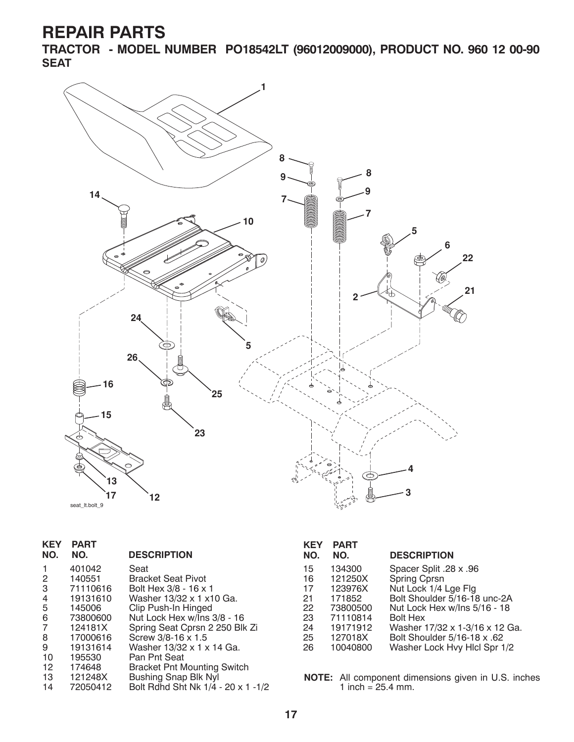# REPAIR PARTS

## TRACTOR - MODEL NUMBER PO18542LT (96012009000), PRODUCT NO. 960 12 00-90

### SEAT

1
8
9
8
9
7
7
14
10
5
6
22
21
2
24
5
26
25
16
15
23
4
13
3
17
12
seat_lt.bolt_9

| KEY NO. | PART NO. | DESCRIPTION |
|---|---|---|
| 1 | 401042 | Seat |
| 2 | 140551 | Bracket Seat Pivot |
| 3 | 71110616 | Bolt Hex 3/8 - 16 x 1 |
| 4 | 19131610 | Washer 13/32 x 1 x10 Ga. |
| 5 | 145006 | Clip Push-In Hinged |
| 6 | 73800600 | Nut Lock Hex w/Ins 3/8 - 16 |
| 7 | 124181X | Spring Seat Cprsn 2 250 Blk Zi |
| 8 | 17000616 | Screw 3/8-16 x 1.5 |
| 9 | 19131614 | Washer 13/32 x 1 x 14 Ga. |
| 10 | 195530 | Pan Pnt Seat |
| 12 | 174648 | Bracket Pnt Mounting Switch |
| 13 | 121248X | Bushing Snap Blk Nyl |
| 14 | 72050412 | Bolt Rdhd Sht Nk 1/4 - 20 x 1 -1/2 |
| 15 | 134300 | Spacer Split .28 x .96 |
| 16 | 121250X | Spring Cprsn |
| 17 | 123976X | Nut Lock 1/4 Lge Flg |
| 21 | 171852 | Bolt Shoulder 5/16-18 unc-2A |
| 22 | 73800500 | Nut Lock Hex w/Ins 5/16 - 18 |
| 23 | 71110814 | Bolt Hex |
| 24 | 19171912 | Washer 17/32 x 1-3/16 x 12 Ga. |
| 25 | 127018X | Bolt Shoulder 5/16-18 x .62 |
| 26 | 10040800 | Washer Lock Hvy Hlcl Spr 1/2 |

**NOTE:** All component dimensions given in U.S. inches
1 inch = 25.4 mm.